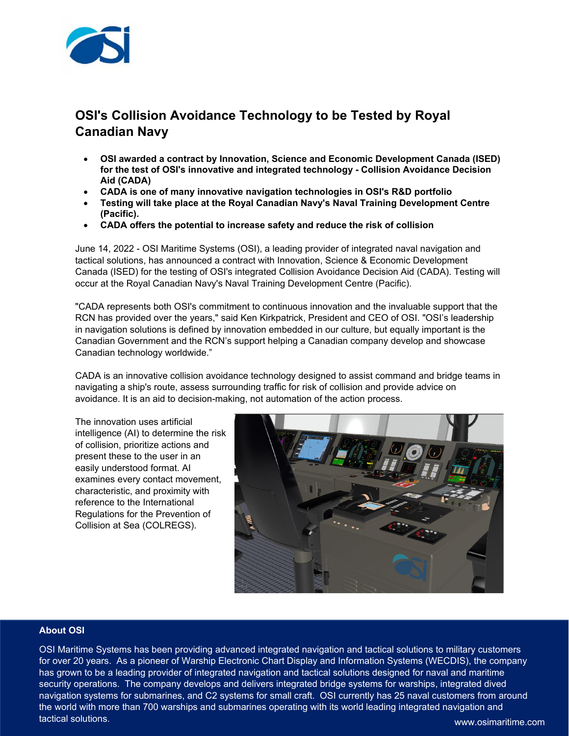# OSI's Collision Avoidance Technology to be Tested by Royal Canadian Navy

- **OSI awarded a contract by Innovation, Science and Economic Development Canada (ISED) for the test of OSI's innovative and integrated technology - Collision Avoidance Decision Aid (CADA)**
- **CADA is one of many innovative navigation technologies in OSI's R&D portfolio**
- **Testing will take place at the Royal Canadian Navy's Naval Training Development Centre (Pacific).**
- **CADA offers the potential to increase safety and reduce the risk of collision**

June 14, 2022 - OSI Maritime Systems (OSI), a leading provider of integrated naval navigation and tactical solutions, has announced a contract with Innovation, Science & Economic Development Canada (ISED) for the testing of OSI's integrated Collision Avoidance Decision Aid (CADA). Testing will occur at the Royal Canadian Navy's Naval Training Development Centre (Pacific).

"CADA represents both OSI's commitment to continuous innovation and the invaluable support that the RCN has provided over the years," said Ken Kirkpatrick, President and CEO of OSI. "OSI's leadership in navigation solutions is defined by innovation embedded in our culture, but equally important is the Canadian Government and the RCN's support helping a Canadian company develop and showcase Canadian technology worldwide."

CADA is an innovative collision avoidance technology designed to assist command and bridge teams in navigating a ship's route, assess surrounding traffic for risk of collision and provide advice on avoidance. It is an aid to decision-making, not automation of the action process.

The innovation uses artificial intelligence (AI) to determine the risk of collision, prioritize actions and present these to the user in an easily understood format. AI examines every contact movement, characteristic, and proximity with reference to the International Regulations for the Prevention of Collision at Sea (COLREGS).

**About OSI**

OSI Maritime Systems has been providing advanced integrated navigation and tactical solutions to military customers for over 20 years. As a pioneer of Warship Electronic Chart Display and Information Systems (WECDIS), the company has grown to be a leading provider of integrated navigation and tactical solutions designed for naval and maritime security operations. The company develops and delivers integrated bridge systems for warships, integrated dived navigation systems for submarines, and C2 systems for small craft. OSI currently has 25 naval customers from around the world with more than 700 warships and submarines operating with its world leading integrated navigation and tactical solutions.

www.osimaritime.com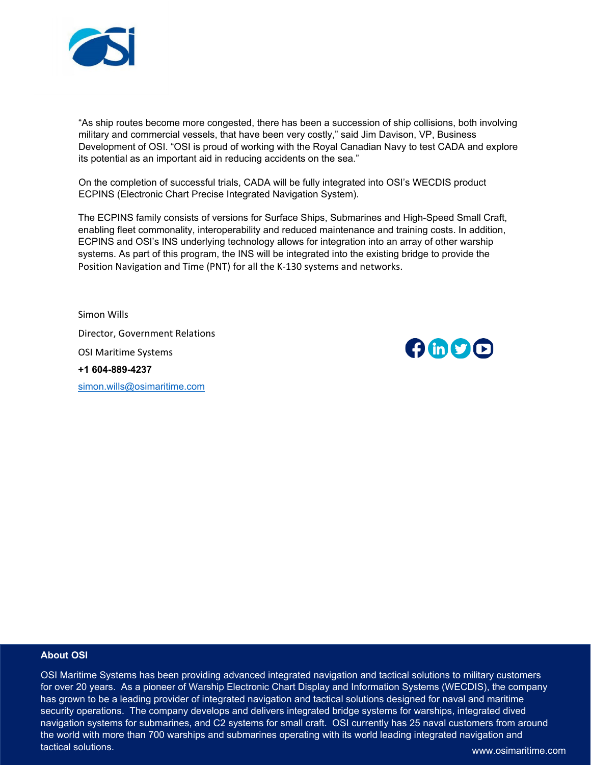"As ship routes become more congested, there has been a succession of ship collisions, both involving military and commercial vessels, that have been very costly," said Jim Davison, VP, Business Development of OSI. "OSI is proud of working with the Royal Canadian Navy to test CADA and explore its potential as an important aid in reducing accidents on the sea."

On the completion of successful trials, CADA will be fully integrated into OSI's WECDIS product ECPINS (Electronic Chart Precise Integrated Navigation System).

The ECPINS family consists of versions for Surface Ships, Submarines and High-Speed Small Craft, enabling fleet commonality, interoperability and reduced maintenance and training costs. In addition, ECPINS and OSI's INS underlying technology allows for integration into an array of other warship systems. As part of this program, the INS will be integrated into the existing bridge to provide the Position Navigation and Time (PNT) for all the K-130 systems and networks.

Simon Wills

Director, Government Relations

OSI Maritime Systems

**+1 604-889-4237**

simon.wills@osimaritime.com

**About OSI**

OSI Maritime Systems has been providing advanced integrated navigation and tactical solutions to military customers for over 20 years. As a pioneer of Warship Electronic Chart Display and Information Systems (WECDIS), the company has grown to be a leading provider of integrated navigation and tactical solutions designed for naval and maritime security operations. The company develops and delivers integrated bridge systems for warships, integrated dived navigation systems for submarines, and C2 systems for small craft. OSI currently has 25 naval customers from around the world with more than 700 warships and submarines operating with its world leading integrated navigation and tactical solutions.

www.osimaritime.com